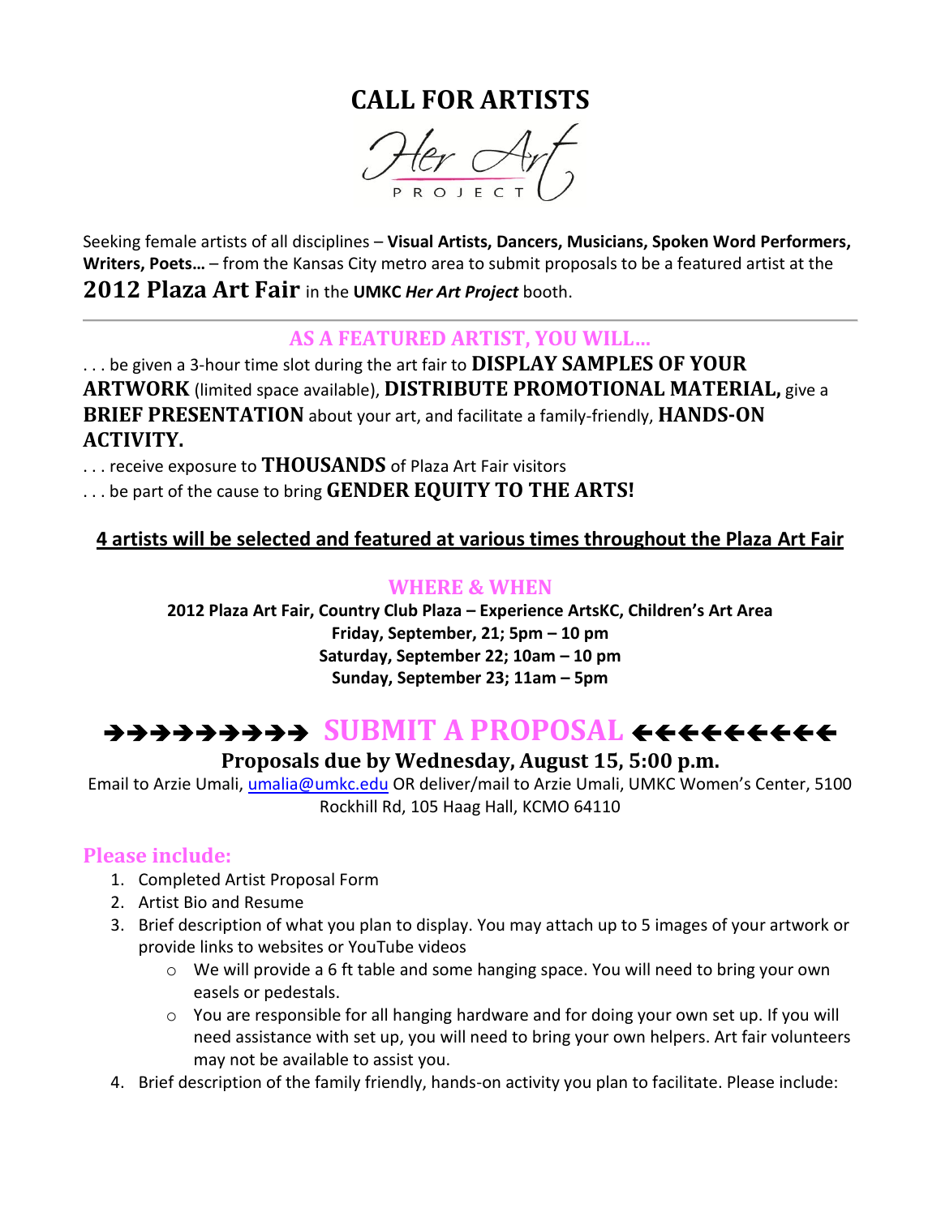# CALL FOR ARTISTS

Her Art PROJECT

Seeking female artists of all disciplines – **Visual Artists, Dancers, Musicians, Spoken Word Performers, Writers, Poets…** – from the Kansas City metro area to submit proposals to be a featured artist at the **2012 Plaza Art Fair** in the **UMKC** ***Her Art Project*** booth.

---

## AS A FEATURED ARTIST, YOU WILL…

. . . be given a 3-hour time slot during the art fair to **DISPLAY SAMPLES OF YOUR ARTWORK** (limited space available), **DISTRIBUTE PROMOTIONAL MATERIAL,** give a **BRIEF PRESENTATION** about your art, and facilitate a family-friendly, **HANDS-ON ACTIVITY.**

. . . receive exposure to **THOUSANDS** of Plaza Art Fair visitors

. . . be part of the cause to bring **GENDER EQUITY TO THE ARTS!**

**4 artists will be selected and featured at various times throughout the Plaza Art Fair**

## WHERE & WHEN

**2012 Plaza Art Fair, Country Club Plaza – Experience ArtsKC, Children's Art Area**
**Friday, September, 21; 5pm – 10 pm**
**Saturday, September 22; 10am – 10 pm**
**Sunday, September 23; 11am – 5pm**

## →→→→→→→→→ SUBMIT A PROPOSAL ←←←←←←←←←

**Proposals due by Wednesday, August 15, 5:00 p.m.**

Email to Arzie Umali, umalia@umkc.edu OR deliver/mail to Arzie Umali, UMKC Women's Center, 5100 Rockhill Rd, 105 Haag Hall, KCMO 64110

## Please include:

1. Completed Artist Proposal Form
2. Artist Bio and Resume
3. Brief description of what you plan to display. You may attach up to 5 images of your artwork or provide links to websites or YouTube videos
   - We will provide a 6 ft table and some hanging space. You will need to bring your own easels or pedestals.
   - You are responsible for all hanging hardware and for doing your own set up. If you will need assistance with set up, you will need to bring your own helpers. Art fair volunteers may not be available to assist you.
4. Brief description of the family friendly, hands-on activity you plan to facilitate. Please include: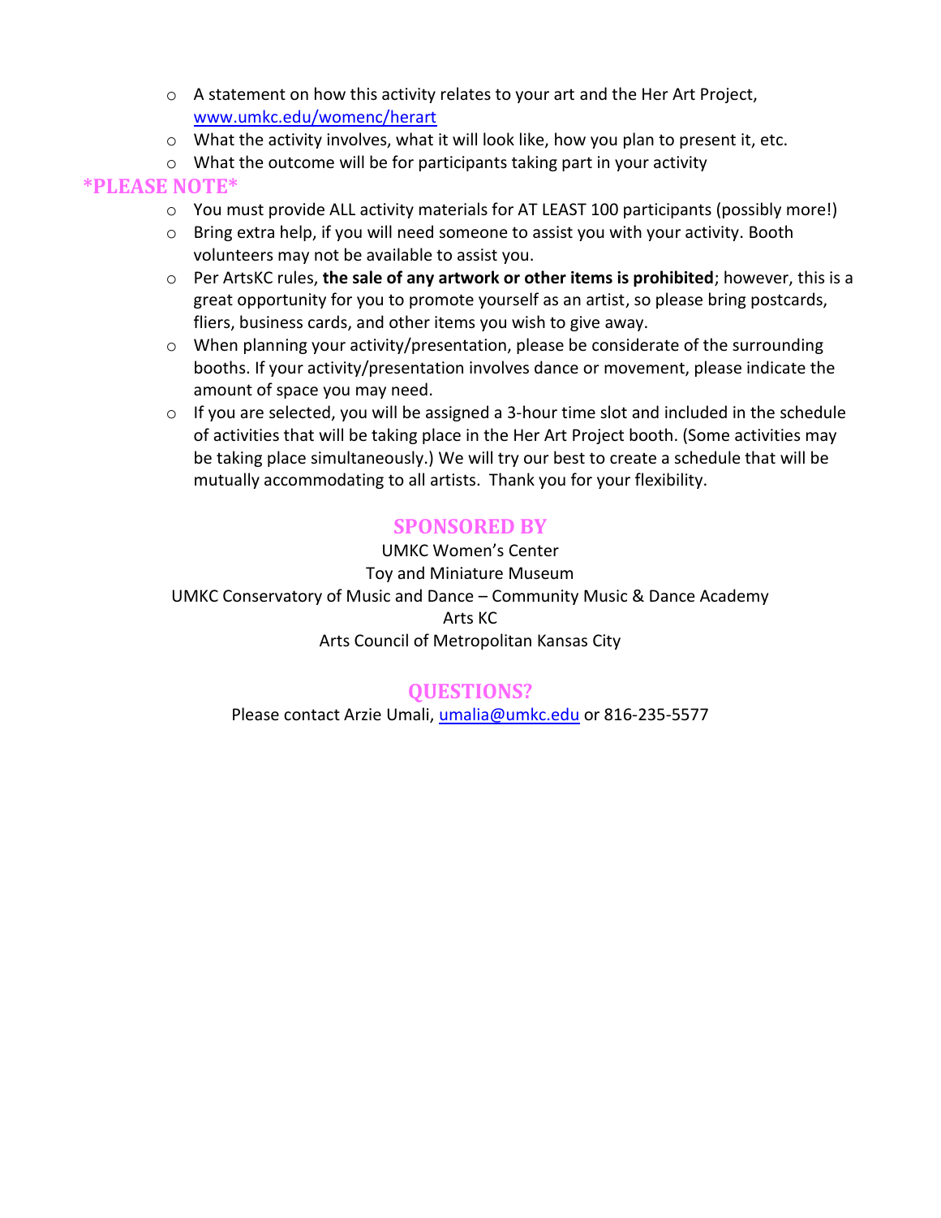- A statement on how this activity relates to your art and the Her Art Project, [www.umkc.edu/womenc/herart](http://www.umkc.edu/womenc/herart)
- What the activity involves, what it will look like, how you plan to present it, etc.
- What the outcome will be for participants taking part in your activity

## *PLEASE NOTE*

- You must provide ALL activity materials for AT LEAST 100 participants (possibly more!)
- Bring extra help, if you will need someone to assist you with your activity. Booth volunteers may not be available to assist you.
- Per ArtsKC rules, **the sale of any artwork or other items is prohibited**; however, this is a great opportunity for you to promote yourself as an artist, so please bring postcards, fliers, business cards, and other items you wish to give away.
- When planning your activity/presentation, please be considerate of the surrounding booths. If your activity/presentation involves dance or movement, please indicate the amount of space you may need.
- If you are selected, you will be assigned a 3-hour time slot and included in the schedule of activities that will be taking place in the Her Art Project booth. (Some activities may be taking place simultaneously.) We will try our best to create a schedule that will be mutually accommodating to all artists. Thank you for your flexibility.

## SPONSORED BY

UMKC Women's Center
Toy and Miniature Museum
UMKC Conservatory of Music and Dance – Community Music & Dance Academy
Arts KC
Arts Council of Metropolitan Kansas City

## QUESTIONS?

Please contact Arzie Umali, [umalia@umkc.edu](mailto:umalia@umkc.edu) or 816-235-5577